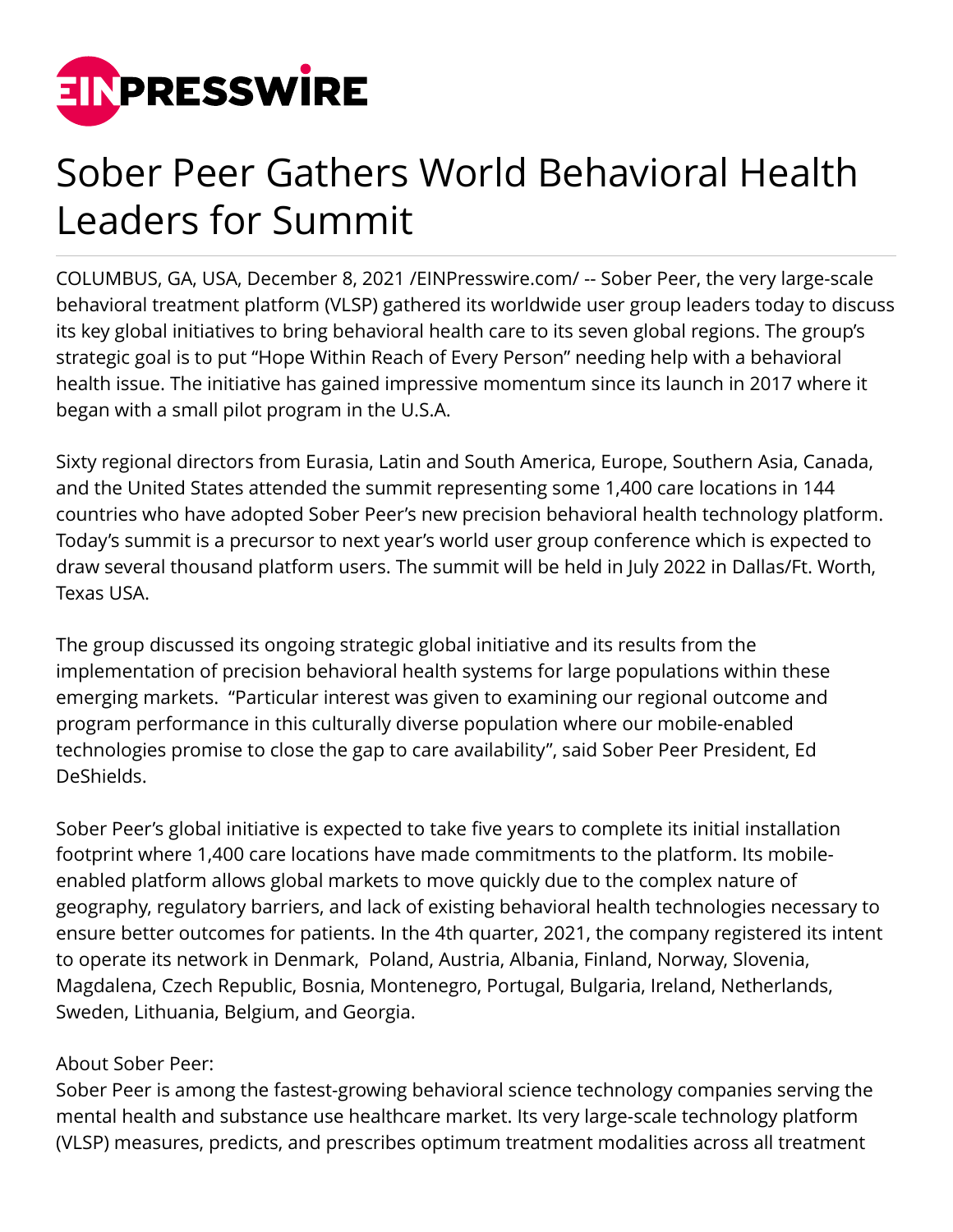# Sober Peer Gathers World Behavioral Health Leaders for Summit

COLUMBUS, GA, USA, December 8, 2021 /EINPresswire.com/ -- Sober Peer, the very large-scale behavioral treatment platform (VLSP) gathered its worldwide user group leaders today to discuss its key global initiatives to bring behavioral health care to its seven global regions. The group's strategic goal is to put "Hope Within Reach of Every Person" needing help with a behavioral health issue. The initiative has gained impressive momentum since its launch in 2017 where it began with a small pilot program in the U.S.A.

Sixty regional directors from Eurasia, Latin and South America, Europe, Southern Asia, Canada, and the United States attended the summit representing some 1,400 care locations in 144 countries who have adopted Sober Peer's new precision behavioral health technology platform. Today's summit is a precursor to next year's world user group conference which is expected to draw several thousand platform users. The summit will be held in July 2022 in Dallas/Ft. Worth, Texas USA.

The group discussed its ongoing strategic global initiative and its results from the implementation of precision behavioral health systems for large populations within these emerging markets. "Particular interest was given to examining our regional outcome and program performance in this culturally diverse population where our mobile-enabled technologies promise to close the gap to care availability", said Sober Peer President, Ed DeShields.

Sober Peer's global initiative is expected to take five years to complete its initial installation footprint where 1,400 care locations have made commitments to the platform. Its mobile-enabled platform allows global markets to move quickly due to the complex nature of geography, regulatory barriers, and lack of existing behavioral health technologies necessary to ensure better outcomes for patients. In the 4th quarter, 2021, the company registered its intent to operate its network in Denmark, Poland, Austria, Albania, Finland, Norway, Slovenia, Magdalena, Czech Republic, Bosnia, Montenegro, Portugal, Bulgaria, Ireland, Netherlands, Sweden, Lithuania, Belgium, and Georgia.

About Sober Peer:
Sober Peer is among the fastest-growing behavioral science technology companies serving the mental health and substance use healthcare market. Its very large-scale technology platform (VLSP) measures, predicts, and prescribes optimum treatment modalities across all treatment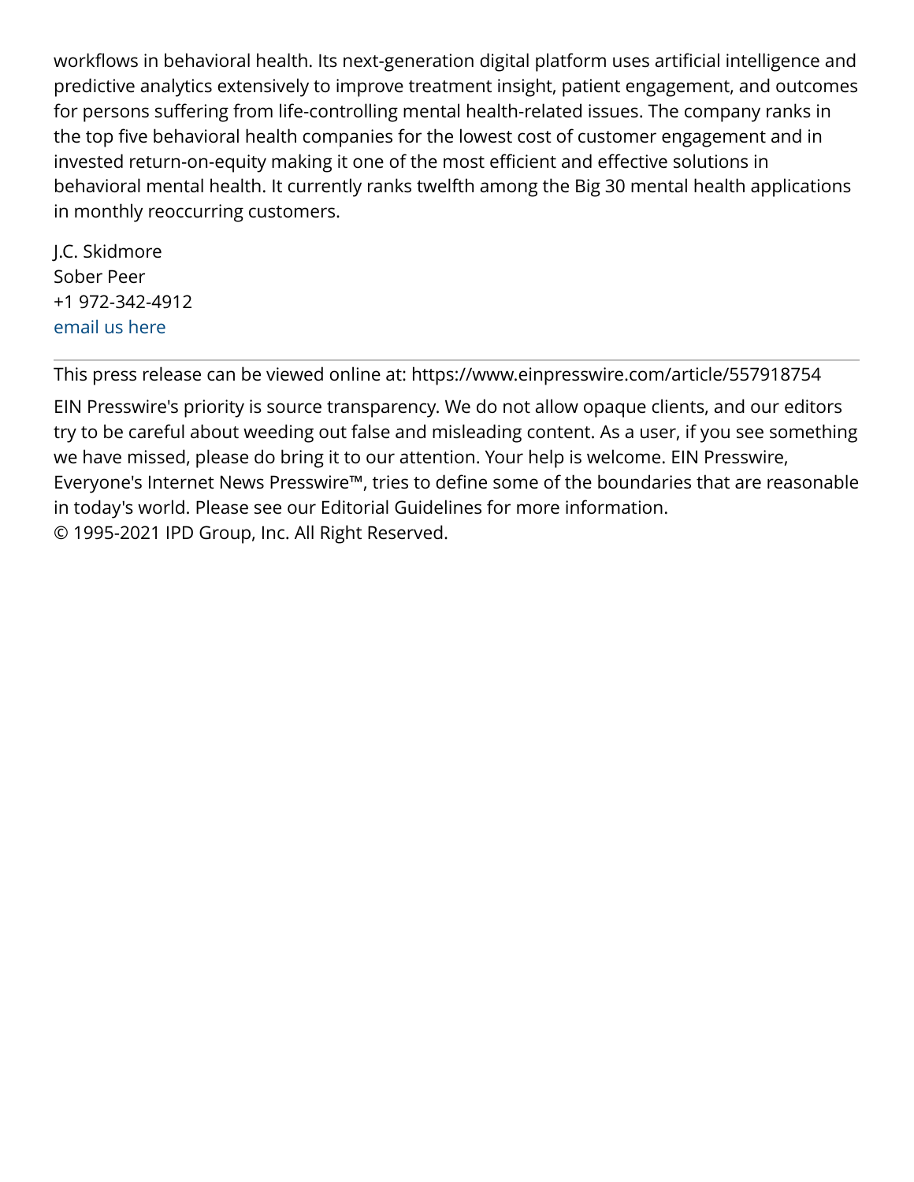workflows in behavioral health. Its next-generation digital platform uses artificial intelligence and predictive analytics extensively to improve treatment insight, patient engagement, and outcomes for persons suffering from life-controlling mental health-related issues. The company ranks in the top five behavioral health companies for the lowest cost of customer engagement and in invested return-on-equity making it one of the most efficient and effective solutions in behavioral mental health. It currently ranks twelfth among the Big 30 mental health applications in monthly reoccurring customers.

J.C. Skidmore
Sober Peer
+1 972-342-4912
email us here

---

This press release can be viewed online at: https://www.einpresswire.com/article/557918754

EIN Presswire's priority is source transparency. We do not allow opaque clients, and our editors try to be careful about weeding out false and misleading content. As a user, if you see something we have missed, please do bring it to our attention. Your help is welcome. EIN Presswire, Everyone's Internet News Presswire™, tries to define some of the boundaries that are reasonable in today's world. Please see our Editorial Guidelines for more information.
© 1995-2021 IPD Group, Inc. All Right Reserved.